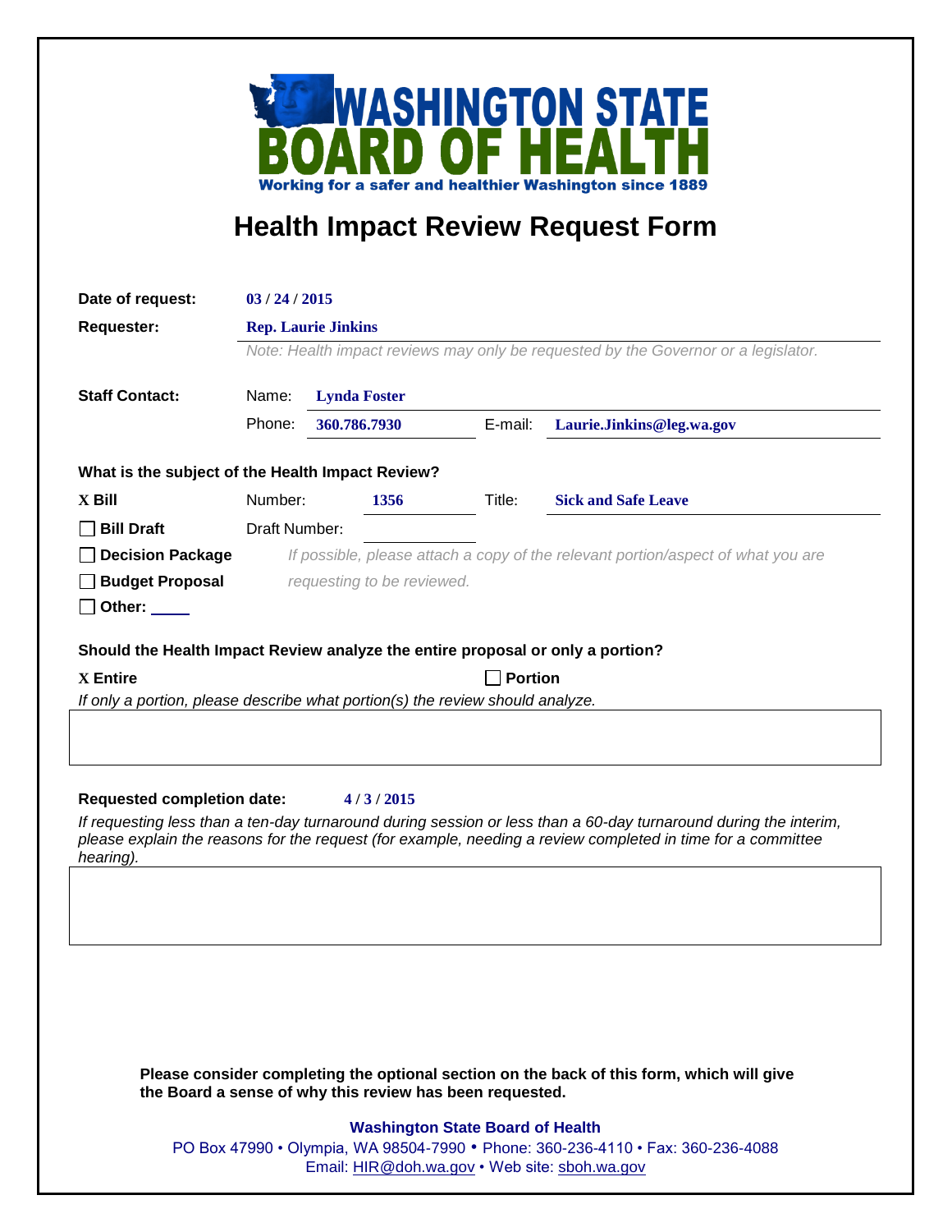# WASHINGTON STATE BOARD OF HEALTH

Working for a safer and healthier Washington since 1889

## Health Impact Review Request Form

**Date of request:** 03 / 24 / 2015

**Requester:** Rep. Laurie Jinkins

*Note: Health impact reviews may only be requested by the Governor or a legislator.*

**Staff Contact:**

Name: Lynda Foster

Phone: 360.786.7930 E-mail: Laurie.Jinkins@leg.wa.gov

**What is the subject of the Health Impact Review?**

X **Bill** Number: 1356 Title: Sick and Safe Leave

☐ **Bill Draft** Draft Number:

☐ **Decision Package**

☐ **Budget Proposal**

☐ **Other:**

*If possible, please attach a copy of the relevant portion/aspect of what you are requesting to be reviewed.*

**Should the Health Impact Review analyze the entire proposal or only a portion?**

X **Entire** ☐ **Portion**

*If only a portion, please describe what portion(s) the review should analyze.*

**Requested completion date:** 4 / 3 / 2015

*If requesting less than a ten-day turnaround during session or less than a 60-day turnaround during the interim, please explain the reasons for the request (for example, needing a review completed in time for a committee hearing).*

**Please consider completing the optional section on the back of this form, which will give the Board a sense of why this review has been requested.**

**Washington State Board of Health**

PO Box 47990 • Olympia, WA 98504-7990 • Phone: 360-236-4110 • Fax: 360-236-4088

Email: HIR@doh.wa.gov • Web site: sboh.wa.gov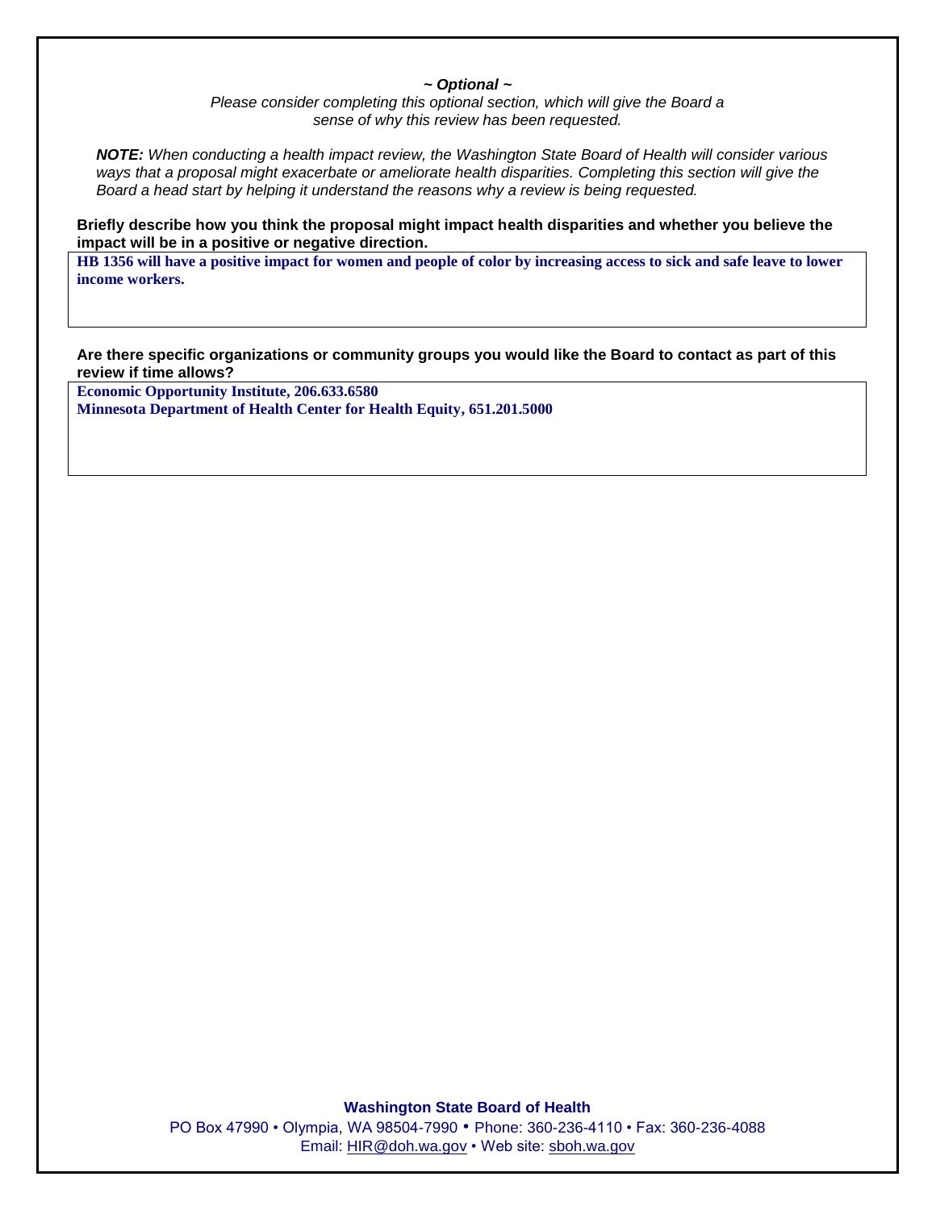***~ Optional ~***

*Please consider completing this optional section, which will give the Board a sense of why this review has been requested.*

***NOTE:** When conducting a health impact review, the Washington State Board of Health will consider various ways that a proposal might exacerbate or ameliorate health disparities. Completing this section will give the Board a head start by helping it understand the reasons why a review is being requested.*

**Briefly describe how you think the proposal might impact health disparities and whether you believe the impact will be in a positive or negative direction.**

**HB 1356 will have a positive impact for women and people of color by increasing access to sick and safe leave to lower income workers.**

**Are there specific organizations or community groups you would like the Board to contact as part of this review if time allows?**

**Economic Opportunity Institute, 206.633.6580**
**Minnesota Department of Health Center for Health Equity, 651.201.5000**

**Washington State Board of Health**

PO Box 47990 • Olympia, WA 98504-7990 • Phone: 360-236-4110 • Fax: 360-236-4088
Email: HIR@doh.wa.gov • Web site: sboh.wa.gov